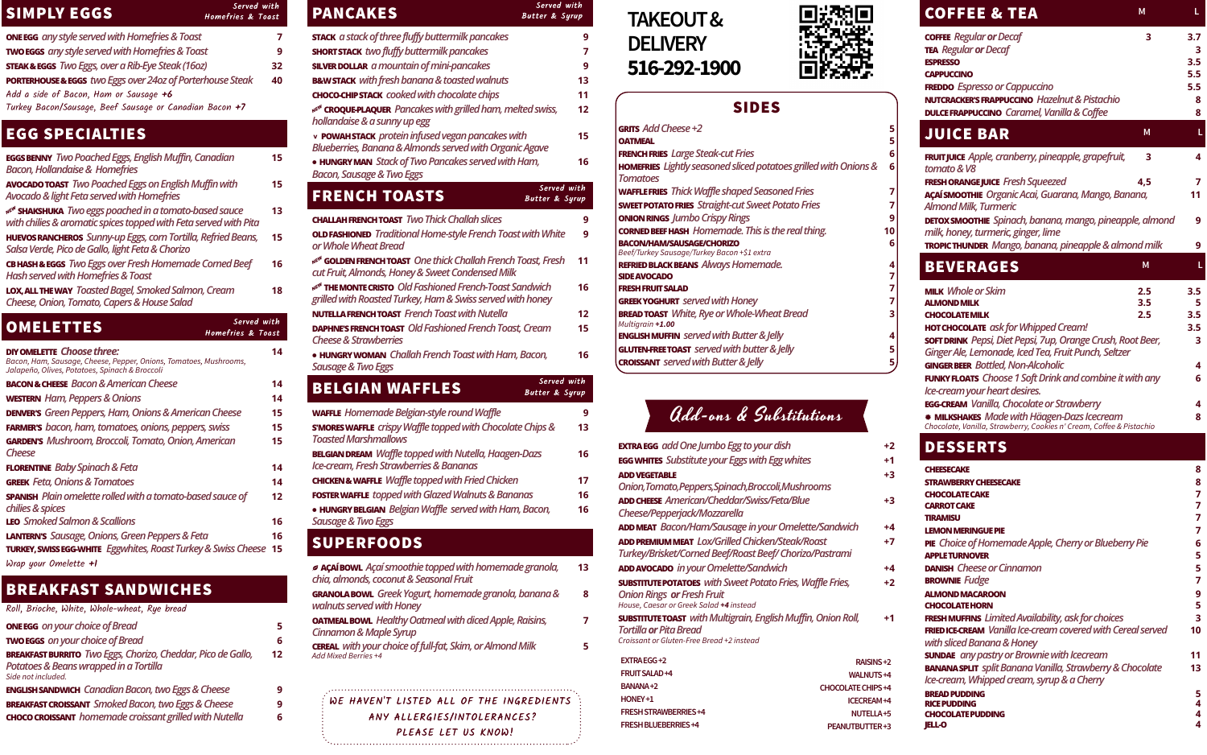## SIMPLY EGGS

*Served with Homefries & Toast*

- **ONE EGG** *any style served with Homefries & Toast* — 7
- **TWO EGGS** *any style served with Homefries & Toast* — 9
- **STEAK & EGGS** *Two Eggs, over a Rib-Eye Steak (16oz)* — 32
- **PORTERHOUSE & EGGS** *two Eggs over 24oz of Porterhouse Steak* — 40

*Add a side of Bacon, Ham or Sausage* **+6**
*Turkey Bacon/Sausage, Beef Sausage or Canadian Bacon* **+7**

## EGG SPECIALTIES

- **EGGS BENNY** *Two Poached Eggs, English Muffin, Canadian Bacon, Hollandaise & Homefries* — 15
- **AVOCADO TOAST** *Two Poached Eggs on English Muffin with Avocado & light Feta served with Homefries* — 15
- NEW **SHAKSHUKA** *Two eggs poached in a tomato-based sauce with chilies & aromatic spices topped with Feta served with Pita* — 13
- **HUEVOS RANCHEROS** *Sunny-up Eggs, corn Tortilla, Refried Beans, Salsa Verde, Pico de Gallo, light Feta & Chorizo* — 15
- **CB HASH & EGGS** *Two Eggs over Fresh Homemade Corned Beef Hash served with Homefries & Toast* — 16
- **LOX, ALL THE WAY** *Toasted Bagel, Smoked Salmon, Cream Cheese, Onion, Tomato, Capers & House Salad* — 18

## OMELETTES

*Served with Homefries & Toast*

- **DIY OMELETTE** *Choose three:* — 14
  *Bacon, Ham, Sausage, Cheese, Pepper, Onions, Tomatoes, Mushrooms, Jalapeño, Olives, Potatoes, Spinach & Broccoli*
- **BACON & CHEESE** *Bacon & American Cheese* — 14
- **WESTERN** *Ham, Peppers & Onions* — 14
- **DENVER'S** *Green Peppers, Ham, Onions & American Cheese* — 15
- **FARMER'S** *bacon, ham, tomatoes, onions, peppers, swiss* — 15
- **GARDEN'S** *Mushroom, Broccoli, Tomato, Onion, American Cheese* — 15
- **FLORENTINE** *Baby Spinach & Feta* — 14
- **GREEK** *Feta, Onions & Tomatoes* — 14
- **SPANISH** *Plain omelette rolled with a tomato-based sauce of chilies & spices* — 12
- **LEO** *Smoked Salmon & Scallions* — 16
- **LANTERN'S** *Sausage, Onions, Green Peppers & Feta* — 16
- **TURKEY, SWISS EGG-WHITE** *Eggwhites, Roast Turkey & Swiss Cheese* — 15

*Wrap your Omelette* **+1**

## BREAKFAST SANDWICHES

*Roll, Brioche, White, Whole-wheat, Rye bread*

- **ONE EGG** *on your choice of Bread* — 5
- **TWO EGGS** *on your choice of Bread* — 6
- **BREAKFAST BURRITO** *Two Eggs, Chorizo, Cheddar, Pico de Gallo, Potatoes & Beans wrapped in a Tortilla* — 12
  *Side not included.*
- **ENGLISH SANDWICH** *Canadian Bacon, two Eggs & Cheese* — 9
- **BREAKFAST CROISSANT** *Smoked Bacon, two Eggs & Cheese* — 9
- **CHOCO CROISSANT** *homemade croissant grilled with Nutella* — 6

## PANCAKES

*Served with Butter & Syrup*

- **STACK** *a stack of three fluffy buttermilk pancakes* — 9
- **SHORT STACK** *two fluffy buttermilk pancakes* — 7
- **SILVER DOLLAR** *a mountain of mini-pancakes* — 9
- **B&W STACK** *with fresh banana & toasted walnuts* — 13
- **CHOCO-CHIP STACK** *cooked with chocolate chips* — 11
- NEW **CROQUE-PLAQUER** *Pancakes with grilled ham, melted swiss, hollandaise & a sunny up egg* — 12
- V **POWAH STACK** *protein infused vegan pancakes with Blueberries, Banana & Almonds served with Organic Agave* — 15
- ● **HUNGRY MAN** *Stack of Two Pancakes served with Ham, Bacon, Sausage & Two Eggs* — 16

## FRENCH TOASTS

*Served with Butter & Syrup*

- **CHALLAH FRENCH TOAST** *Two Thick Challah slices* — 9
- **OLD FASHIONED** *Traditional Home-style French Toast with White or Whole Wheat Bread* — 9
- NEW **GOLDEN FRENCH TOAST** *One thick Challah French Toast, Fresh cut Fruit, Almonds, Honey & Sweet Condensed Milk* — 11
- NEW **THE MONTE CRISTO** *Old Fashioned French-Toast Sandwich grilled with Roasted Turkey, Ham & Swiss served with honey* — 16
- **NUTELLA FRENCH TOAST** *French Toast with Nutella* — 12
- **DAPHNE'S FRENCH TOAST** *Old Fashioned French Toast, Cream Cheese & Strawberries* — 15
- ● **HUNGRY WOMAN** *Challah French Toast with Ham, Bacon, Sausage & Two Eggs* — 16

## BELGIAN WAFFLES

*Served with Butter & Syrup*

- **WAFFLE** *Homemade Belgian-style round Waffle* — 9
- **S'MORES WAFFLE** *crispy Waffle topped with Chocolate Chips & Toasted Marshmallows* — 13
- **BELGIAN DREAM** *Waffle topped with Nutella, Haagen-Dazs Ice-cream, Fresh Strawberries & Bananas* — 16
- **CHICKEN & WAFFLE** *Waffle topped with Fried Chicken* — 17
- **FOSTER WAFFLE** *topped with Glazed Walnuts & Bananas* — 16
- ● **HUNGRY BELGIAN** *Belgian Waffle served with Ham, Bacon, Sausage & Two Eggs* — 16

## SUPERFOODS

- Ø **AÇAÍ BOWL** *Açaí smoothie topped with homemade granola, chia, almonds, coconut & Seasonal Fruit* — 13
- **GRANOLA BOWL** *Greek Yogurt, homemade granola, banana & walnuts served with Honey* — 8
- **OATMEAL BOWL** *Healthy Oatmeal with diced Apple, Raisins, Cinnamon & Maple Syrup* — 7
- **CEREAL** *with your choice of full-fat, Skim, or Almond Milk* — 5
  *Add Mixed Berries +4*

*WE HAVEN'T LISTED ALL OF THE INGREDIENTS*
*ANY ALLERGIES/INTOLERANCES?*
*PLEASE LET US KNOW!*

## TAKEOUT & DELIVERY

**516-292-1900**

## SIDES

- **GRITS** *Add Cheese +2* — 5
- **OATMEAL** — 5
- **FRENCH FRIES** *Large Steak-cut Fries* — 6
- **HOMEFRIES** *Lightly seasoned sliced potatoes grilled with Onions & Tomatoes* — 6
- **WAFFLE FRIES** *Thick Waffle shaped Seasoned Fries* — 7
- **SWEET POTATO FRIES** *Straight-cut Sweet Potato Fries* — 7
- **ONION RINGS** *Jumbo Crispy Rings* — 9
- **CORNED BEEF HASH** *Homemade. This is the real thing.* — 10
- **BACON/HAM/SAUSAGE/CHORIZO** — 6
  *Beef/Turkey Sausage/Turkey Bacon +$1 extra*
- **REFRIED BLACK BEANS** *Always Homemade.* — 4
- **SIDE AVOCADO** — 7
- **FRESH FRUIT SALAD** — 7
- **GREEK YOGHURT** *served with Honey* — 7
- **BREAD TOAST** *White, Rye or Whole-Wheat Bread* — 3
  *Multigrain* **+1.00**
- **ENGLISH MUFFIN** *served with Butter & Jelly* — 4
- **GLUTEN-FREE TOAST** *served with butter & jelly* — 5
- **CROISSANT** *served with Butter & Jelly* — 5

## Add-ons & Substitutions

- **EXTRA EGG** *add One Jumbo Egg to your dish* — +2
- **EGG WHITES** *Substitute your Eggs with Egg whites* — +1
- **ADD VEGETABLE** *Onion, Tomato, Peppers, Spinach, Broccoli, Mushrooms* — +3
- **ADD CHEESE** *American/Cheddar/Swiss/Feta/Blue Cheese/Pepperjack/Mozzarella* — +3
- **ADD MEAT** *Bacon/Ham/Sausage in your Omelette/Sandwich* — +4
- **ADD PREMIUM MEAT** *Lox/Grilled Chicken/Steak/Roast Turkey/Brisket/Corned Beef/Roast Beef/ Chorizo/Pastrami* — +7
- **ADD AVOCADO** *in your Omelette/Sandwich* — +4
- **SUBSTITUTE POTATOES** *with Sweet Potato Fries, Waffle Fries, Onion Rings* **or** *Fresh Fruit* — +2
  *House, Caesar or Greek Salad* **+4** *instead*
- **SUBSTITUTE TOAST** *with Multigrain, English Muffin, Onion Roll, Tortilla* **or** *Pita Bread* — +1
  *Croissant or Gluten-Free Bread +2 instead*

| | |
|---|---|
| EXTRA EGG +2 | RAISINS +2 |
| FRUIT SALAD +4 | WALNUTS +4 |
| BANANA +2 | CHOCOLATE CHIPS +4 |
| HONEY +1 | ICECREAM +4 |
| FRESH STRAWBERRIES +4 | NUTELLA +5 |
| FRESH BLUEBERRIES +4 | PEANUTBUTTER +3 |

## COFFEE & TEA

| | M | L |
|---|---|---|
| **COFFEE** *Regular* **or** *Decaf* | 3 | 3.7 |
| **TEA** *Regular* **or** *Decaf* | | 3 |
| **ESPRESSO** | | 3.5 |
| **CAPPUCCINO** | | 5.5 |
| **FREDDO** *Espresso or Cappuccino* | | 5.5 |
| **NUTCRACKER'S FRAPPUCCINO** *Hazelnut & Pistachio* | | 8 |
| **DULCE FRAPPUCCINO** *Caramel, Vanilla & Coffee* | | 8 |

## JUICE BAR

| | M | L |
|---|---|---|
| **FRUIT JUICE** *Apple, cranberry, pineapple, grapefruit, tomato & V8* | 3 | 4 |
| **FRESH ORANGE JUICE** *Fresh Squeezed* | 4,5 | 7 |
| **AÇAÍ SMOOTHIE** *Organic Acai, Guarana, Mango, Banana, Almond Milk, Turmeric* | | 11 |
| **DETOX SMOOTHIE** *Spinach, banana, mango, pineapple, almond milk, honey, turmeric, ginger, lime* | | 9 |
| **TROPIC THUNDER** *Mango, banana, pineapple & almond milk* | | 9 |

## BEVERAGES

| | M | L |
|---|---|---|
| **MILK** *Whole or Skim* | 2.5 | 3.5 |
| **ALMOND MILK** | 3.5 | 5 |
| **CHOCOLATE MILK** | 2.5 | 3.5 |
| **HOT CHOCOLATE** *ask for Whipped Cream!* | | 3.5 |
| **SOFT DRINK** *Pepsi, Diet Pepsi, 7up, Orange Crush, Root Beer, Ginger Ale, Lemonade, Iced Tea, Fruit Punch, Seltzer* | | 3 |
| **GINGER BEER** *Bottled, Non-Alcoholic* | | 4 |
| **FUNKY FLOATS** *Choose 1 Soft Drink and combine it with any Ice-cream your heart desires.* | | 6 |
| **EGG-CREAM** *Vanilla, Chocolate or Strawberry* | | 4 |
| ● **MILKSHAKES** *Made with Häagen-Dazs Icecream* *Chocolate, Vanilla, Strawberry, Cookies n' Cream, Coffee & Pistachio* | | 8 |

## DESSERTS

- **CHEESECAKE** — 8
- **STRAWBERRY CHEESECAKE** — 8
- **CHOCOLATE CAKE** — 7
- **CARROT CAKE** — 7
- **TIRAMISU** — 7
- **LEMON MERINGUE PIE** — 7
- **PIE** *Choice of Homemade Apple, Cherry or Blueberry Pie* — 6
- **APPLE TURNOVER** — 5
- **DANISH** *Cheese or Cinnamon* — 5
- **BROWNIE** *Fudge* — 7
- **ALMOND MACAROON** — 9
- **CHOCOLATE HORN** — 5
- **FRESH MUFFINS** *Limited Availability, ask for choices* — 3
- **FRIED ICE-CREAM** *Vanilla Ice-cream covered with Cereal served with sliced Banana & Honey* — 10
- **SUNDAE** *any pastry or Brownie with Icecream* — 11
- **BANANA SPLIT** *split Banana Vanilla, Strawberry & Chocolate Ice-cream, Whipped cream, syrup & a Cherry* — 13
- **BREAD PUDDING** — 5
- **RICE PUDDING** — 4
- **CHOCOLATE PUDDING** — 4
- **JELL-O** — 4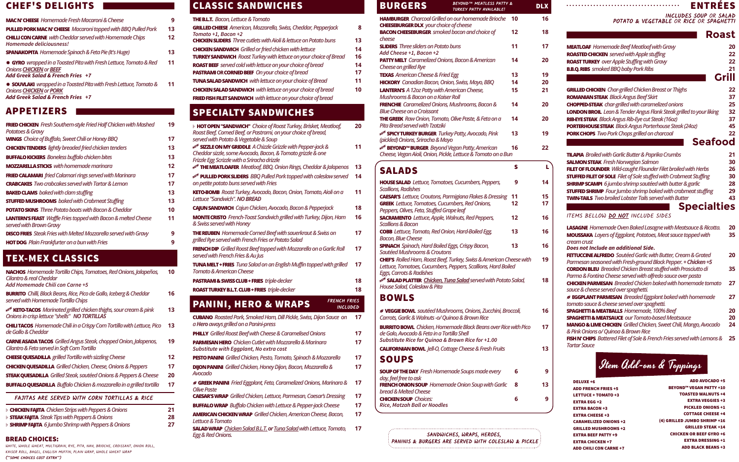# CHEF'S DELIGHTS

| | |
|---|---|
| **MAC N' CHEESE** *Homemade Fresh Macaroni & Cheese* | 9 |
| **PULLED PORK MAC N' CHEESE** *Macaroni topped with BBQ Pulled Pork* | 13 |
| **CHILLI CON CARNE** *with Cheddar served with Homemade Chips Homemade deliciousness!* | 12 |
| **SPANAKOPITA** *Homemade Spinach & Feta Pie (It's Huge)* | 13 |
| **GYRO** *wrapped in a Toasted Pita with Fresh Lettuce, Tomato & Red Onions CHICKEN or BEEF* **Add Greek Salad & French Fries +7** | 11 |
| **SOUVLAKI** *wrapped in a Toasted Pita with Fresh Lettuce, Tomato & Red Onions CHICKEN or PORK* **Add Greek Salad & French Fries +7** | 11 |

# APPETIZERS

| | |
|---|---|
| **FRIED CHICKEN** *Fresh Southern-style Fried Half Chicken with Mashed Potatoes & Gravy* | 19 |
| **WINGS** *Choice of Buffalo, Sweet Chili or Honey BBQ* | 17 |
| **CHICKEN TENDERS** *lightly breaded fried chicken tenders* | 13 |
| **BUFFALO KICKERS** *Boneless buffalo chicken bites* | 13 |
| **MOZZARELLA STICKS** *with homemade marinara* | 12 |
| **FRIED CALAMARI** *fried Calamari rings served with Marinara* | 17 |
| **CRABCAKES** *Two crabcakes served with Tartar & Lemon* | 17 |
| **BAKED CLAMS** *baked with clam stuffing* | 13 |
| **STUFFED MUSHROOMS** *baked with Crabmeat Stuffing* | 13 |
| **POTATO SKINS** *Three Potato boats with Bacon & Cheddar* | 10 |
| **LANTERN'S FEAST** *Waffle Fries topped with Bacon & melted Cheese served with Brown Gravy* | 11 |
| **DISCO FRIES** *Steak Fries with Melted Mozzarella served with Gravy* | 9 |
| **HOT DOG** *Plain Frankfurter on a bun with Fries* | 9 |

# TEX-MEX CLASSICS

| | |
|---|---|
| **NACHOS** *Homemade Tortilla Chips, Tomatoes, Red Onions, Jalapeños, Cilantro & real Cheddar* *Add Homemade Chili con Carne +5* | 10 |
| **BURRITO** *Chilli, Black Beans, Rice, Pico de Gallo, Iceberg & Cheddar served with Homemade Tortilla Chips* | 16 |
| NEW **KETO-TACOS** *Marinated grilled chicken thighs, sour cream & pink Onions in crisp lettuce "shells"* **NO TORTILLAS** | 13 |
| **CHILI TACOS** *Homemade Chili in a Crispy Corn Tortilla with Lettuce, Pico de Gallo & Cheddar* | 13 |
| **CARNE ASADA TACOS** *Grilled Angus Steak, chopped Onion, Jalapenos, Cilantro & Feta served in Soft Corn Tortilla* | 19 |
| **CHEESE QUESADILLA** *grilled Tortilla with sizzling Cheese* | 12 |
| **CHICKEN QUESADILLA** *Grilled Chicken, Cheese, Onions & Peppers* | 17 |
| **STEAK QUESADILLA** *Grilled Steak, sautéed Onions & Peppers & Cheese* | 20 |
| **BUFFALO QUESADILLA** *Buffalo Chicken & mozzarella in a grilled tortilla* | 17 |

*FAJITAS ARE SERVED WITH CORN TORTILLAS & RICE*

| | |
|---|---|
| **CHICKEN FAJITA** *Chicken Strips with Peppers & Onions* | 21 |
| **STEAK FAJITA** *Steak Tips with Peppers & Onions* | 28 |
| **SHRIMP FAJITA** *6 Jumbo Shrimp with Peppers & Onions* | 27 |

**BREAD CHOICES:**
WHITE, WHOLE WHEAT, MULTIGRAIN, RYE, PITA, NAN, BRIOCHE, CROISSANT, ONION ROLL, KAISER ROLL, BAGEL, ENGLISH MUFFIN, PLAIN WRAP, WHOLE WHEAT WRAP
(*SOME CHOICES COST EXTRA*)

# CLASSIC SANDWICHES

| | |
|---|---|
| **THE B.L.T.** *Bacon, Lettuce & Tomato* | |
| **GRILLED CHEESE** *American, Mozzarella, Swiss, Cheddar, Pepperjack Tomato +1, Bacon +2* | 8 |
| **CHICKEN SLIDERS** *Three cutlets with Aioli & lettuce on Potato buns* | 13 |
| **CHICKEN SANDWICH** *Grilled or fried chicken with lettuce* | 14 |
| **TURKEY SANDWICH** *Roast Turkey with lettuce on your choice of Bread* | 16 |
| **ROAST BEEF** *served cold with lettuce on your choice of bread* | 14 |
| **PASTRAMI OR CORNED BEEF** *On your choice of bread* | 17 |
| **TUNA SALAD SANDWICH** *with lettuce on your choice of Bread* | 11 |
| **CHICKEN SALAD SANDWICH** *with lettuce on your choice of bread* | 10 |
| **FRIED FISH FILET SANDWICH** *with lettuce on your choice of bread* | |

# SPECIALTY SANDWICHES

| | |
|---|---|
| **HOT OPEN "SANDWICH"** *Choice of Roast Turkey, Brisket, Meatloaf, Roast Beef, Corned Beef, or Pastrami, on your choice of bread, served with Potato & Vegetable & Soup* | 20 |
| NEW **SIZZLE ON MY GRIDDLE** *A Chizzle Grizzle with Pepper-jack & Cheddar sizzle, some Avocado, Bacon, & Tomato grizzle & one Frizzle Egg Scrizzle with a Sriracha drizzle* | 11 |
| NEW **THE MEATLOAFER** *Meatloaf, BBQ, Onion Rings, Cheddar & Jalapenos* | 13 |
| NEW **PULLED PORK SLIDERS** *BBQ Pulled Pork topped with coleslaw served on petite potato buns served with Fries* | 14 |
| **KETO-BOMB** *Roast Turkey, Avocado, Bacon, Onion, Tomato, Aioli on a Lettuce "Sandwich".* **NO BREAD** | 11 |
| **CAJUN SANDWICH** *Cajun Chicken, Avocado, Bacon & Pepperjack* | 18 |
| **MONTE CRISTO** *French-Toast Sandwich grilled with Turkey, Dijon, Ham & Swiss served with Honey* | 16 |
| **THE REUBEN** *Homemade Corned Beef with sauerkraut & Swiss on grilled Rye served with French Fries or Potato Salad* | 17 |
| **FRENCH DIP** *Grilled Roast Beef topped with Mozzarella on a Garlic Roll served with French Fries & Au Jus* | 17 |
| **TUNA MELT + FRIES** *Tuna Salad on an English Muffin topped with grilled Tomato & American Cheese* | 17 |
| **PASTRAMI & SWISS CLUB + FRIES** *triple-decker* | 18 |
| **ROAST TURKEY B.L.T. CLUB + FRIES** *triple-decker* | 18 |

# PANINI, HERO & WRAPS

*FRENCH FRIES INCLUDED*

| | |
|---|---|
| **CUBANO** *Roasted Pork, Smoked Ham, Dill Pickle, Swiss, Dijon Sauce on a Hero aways grilled on a Panini-press* | 17 |
| **PHILLY** *Grilled Roast Beef with Cheese & Caramelised Onions* | 17 |
| **PARMESAN HERO** *Chicken Cutlet with Mozzarella & Marinara Substitute with Eggplant, No extra cost* | 17 |
| **PESTO PANINI** *Grilled Chicken, Pesto, Tomato, Spinach & Mozzarella* | 17 |
| **DIJON PANINI** *Grilled Chicken, Honey Dijon, Bacon, Mozzarella & Avocado* | 17 |
| **GREEK PANINI** *Fried Eggplant, Feta, Caramelized Onions, Marinara & Olive Paste* | 17 |
| **CAESAR'S WRAP** *Grilled Chicken, Lettuce, Parmesan, Caesar's Dressing* | 17 |
| **BUFFALO WRAP** *Buffalo Chicken with Lettuce & Pepper-jack Cheese* | 17 |
| **AMERICAN CHICKEN WRAP** *Grilled Chicken, American Cheese, Bacon, Lettuce & Tomato* | 17 |
| **SALAD WRAP** *Chicken Salad B.L.T. or Tuna Salad with Lettuce, Tomato, Egg & Red Onions.* | 17 |

# BURGERS

*BEYOND™ MEATLESS PATTY & TURKEY PATTY AVAILABLE!*

| | | DLX |
|---|---|---|
| **HAMBURGER** *Charcoal Grilled on our homemade Brioche* **CHEESEBURGER DLX** *your choice of cheese* | 10 | 16 |
| **BACON CHEESEBURGER** *smoked bacon and choice of cheese* | 12 | 18 |
| **SLIDERS** *Three sliders on Potato buns Add Cheese +1, Bacon +2* | 11 | 17 |
| **PATTY MELT** *Caramelized Onions, Bacon & American Cheese on grilled Rye* | 14 | 20 |
| **TEXAS** *American Cheese & Fried Egg* | 13 | 19 |
| **HICKORY** *Canadian Bacon, Onion, Swiss, Mayo, BBQ* | 14 | 20 |
| **LANTERN'S** *A 12oz Patty with American Cheese, Mushrooms & Bacon on a Kaiser Roll* | 15 | 21 |
| **FRENCHIE** *Caramelized Onions, Mushrooms, Bacon & Blue Cheese on a Croissant* | 14 | 20 |
| **THE GREEK** *Raw Onion, Tomato, Olive Paste, & Feta on a Pita Bread served with Tzatziki* | 14 | 20 |
| NEW **SPICY TURKEY BURGER** *Turkey Patty, Avocado, Pink (pickled) Onions, Sriracha & Mayo* | 13 | 19 |
| NEW **BEYOND™ BURGER** *Beyond Vegan Patty, American Cheese, Vegan Aioli, Onion, Pickle, Lettuce & Tomato on a Bun* | 16 | 22 |

# SALADS

| | S | L |
|---|---|---|
| **HOUSE SALAD** *Lettuce, Tomatoes, Cucumbers, Peppers, Scallions, Radishes* | 9 | 14 |
| **CAESAR'S** *Lettuce, Croutons, Parmigiana Flakes & Dressing* | 11 | 15 |
| **GREEK** *Lettuce, Tomatoes, Cucumbers, Red Onions, Peppers, Olives, Feta, Stuffed Grape leaf* | 12 | 17 |
| **SACRAMENTO** *Lettuce, Apple, Walnuts, Red Peppers, Scallions & Bacon* | 12 | 16 |
| **COBB** *Lettuce, Tomato, Red Onion, Hard-Boiled Egg, Bacon, Blue Cheese* | 13 | 16 |
| **SPINACH** *Spinach, Hard Boiled Eggs, Crispy Bacon, Sautéed Mushrooms & Croutons* | 13 | 16 |
| **CHEF'S** *Rolled Ham, Roast Beef, Turkey, Swiss & American Cheese with Lettuce, Tomatoes, Cucumbers, Peppers, Scallions, Hard Boiled Eggs, Carrots & Radishes* | | 19 |
| NEW **SALAD PLATTER** *Chicken, Tuna Salad served with Potato Salad, House Salad, Coleslaw & Pita* | | 18 |

# BOWLS

| | |
|---|---|
| **VEGGIE BOWL** *sautéed Mushrooms, Onions, Zucchini, Broccoli, Carrots, Garlic & Walnuts -o/ Quinoa & Brown Rice* | 16 |
| **BURRITO BOWL** *Chicken, Homemade Black Beans over Rice with Pico de Gallo, Avocado & Feta in a Tortilla Shell* **Substitute Rice for Quinoa & Brown Rice for +1.00** | 17 |
| **CALIFORNIAN BOWL** *Jell-O, Cottage Cheese & Fresh Fruits* | 13 |

# SOUPS

| | | |
|---|---|---|
| **SOUP OF THE DAY** *Fresh Homemade Soups made every day, feel free to ask* | 6 | 9 |
| **FRENCH ONION SOUP** *Homemade Onion Soup with Garlic bread & Melted Cheese* | 8 | 13 |
| **CHICKEN SOUP** *Choices: Rice, Matzah Ball or Noodles* | 6 | 9 |

*SANDWICHES, WRAPS, HEROES, PANINIS & BURGERS ARE SERVED WITH COLESLAW & PICKLE*

# ENTRÉES

*INCLUDES SOUP OR SALAD POTATO & VEGETABLE OR RICE OR SPAGHETTI*

## Roast

| | |
|---|---|
| **MEATLOAF** *Homemade Beef Meatloaf with Gravy* | 20 |
| **ROASTED CHICKEN** *served with Apple stuffing* | 22 |
| **ROAST TURKEY** *over Apple Stuffing with Gravy* | 22 |
| **B.B.Q. RIBS** *smoked BBQ baby Pork Ribs* | 21 |

## Grill

| | |
|---|---|
| **GRILLED CHICKEN** *Char-grilled Chicken Breast or Thighs* | 22 |
| **ROMANIAN STEAK** *Black Angus Beef Skirt* | 37 |
| **CHOPPED-STEAK** *char-grilled with caramelized onions* | 25 |
| **LONDON BROIL** *Lean & Tender Angus Flank Steak grilled to your liking* | 32 |
| **RIB-EYE STEAK** *Black Angus Rib-Eye cut Steak (16oz)* | 37 |
| **PORTERHOUSE STEAK** *Black Angus Porterhouse Steak (24oz)* | 45 |
| **PORK CHOPS** *Two Pork Chops grilled on charcoal* | 22 |

## Seafood

| | |
|---|---|
| **TILAPIA** *Broiled with Garlic Butter & Paprika Crumbs* | 21 |
| **SALMON STEAK** *Fresh Norwegian Salmon* | 30 |
| **FILET OF FLOUNDER** *Wild-caught Flounder Filet broiled with Herbs* | 26 |
| **STUFFED FILET OF SOLE** *Filet of Sole stuffed with Crabmeat Stuffing* | 30 |
| **SHRIMP SCAMPI** *6 jumbo shrimp sautéed with butter & garlic* | 28 |
| **STUFFED SHRIMP** *Four Jumbo shrimp baked with crabmeat stuffing* | 29 |
| **TWIN-TAILS** *Two broiled Lobster Tails served with Butter* | 43 |

## Specialties

*ITEMS BELLOW DO NOT INCLUDE SIDES*

| | |
|---|---|
| **LASAGNE** *Homemade Oven Baked Lasagne with Meatsauce & Ricotta.* | 20 |
| **MOUSSAKA** *Layers of Eggplant, Potatoes, Meat sauce topped with cream crust* **Does not Include an additional Side.** | 35 |
| **FETTUCCINE ALFREDO** *Sautéed Garlic with Butter, Cream & Grated Parmesan seasoned with Fresh-ground Black Pepper. + Chicken +5* | 20 |
| **CORDON BLEU** *Breaded Chicken Breast stuffed with Prosciutto di Parma & Fontina Cheese served with alfredo sauce over pasta* | 35 |
| **CHICKEN PARMESAN** *Breaded Chicken baked with homemade tomato sauce & cheese served over spaghetti.* | 27 |
| **EGGPLANT PARMESAN** *Breaded Eggplant baked with homemade tomato sauce & cheese served over spaghetti.* | 27 |
| **SPAGHETTI & MEATBALLS** *Homemade, 100% Beef* | 20 |
| **SPAGHETTI & MEATSAUCE** *our Tomato-based Meatsauce* | 20 |
| **MANGO & LIME CHICKEN** *Grilled Chicken, Sweet Chili, Mango, Avocado & Pink Onions o/ Quinoa & Brown Rice* | 24 |
| **FISH N' CHIPS** *Battered Filet of Sole & French Fries served with Lemons & Tartar Sauce* | 25 |

## Item Add-ons & Toppings

| | |
|---|---|
| DELUXE +6 | ADD AVOCADO +5 |
| ADD FRENCH FRIES +5 | BEYOND™ VEGAN PATTY +10 |
| LETTUCE + TOMATO +3 | TOASTED WALNUTS +4 |
| EXTRA EGG +2 | EXTRA VEGGIES +3 |
| EXTRA BACON +3 | PICKLED ONIONS +1 |
| EXTRA CHEESE +3 | COTTAGE CHEESE +4 |
| CARAMELIZED ONIONS +2 | (4) GRILLED JUMBO SHRIMP +16 |
| GRILLED MUSHROOMS +2 | GRILLED STEAK +14 |
| EXTRA BEEF PATTY +9 | CHICKEN OR BEEF GYRO +6 |
| EXTRA CHICKEN +7 | EXTRA DRESSING +1 |
| ADD CHILI CON CARNE +7 | ADD BLACK BEANS +3 |